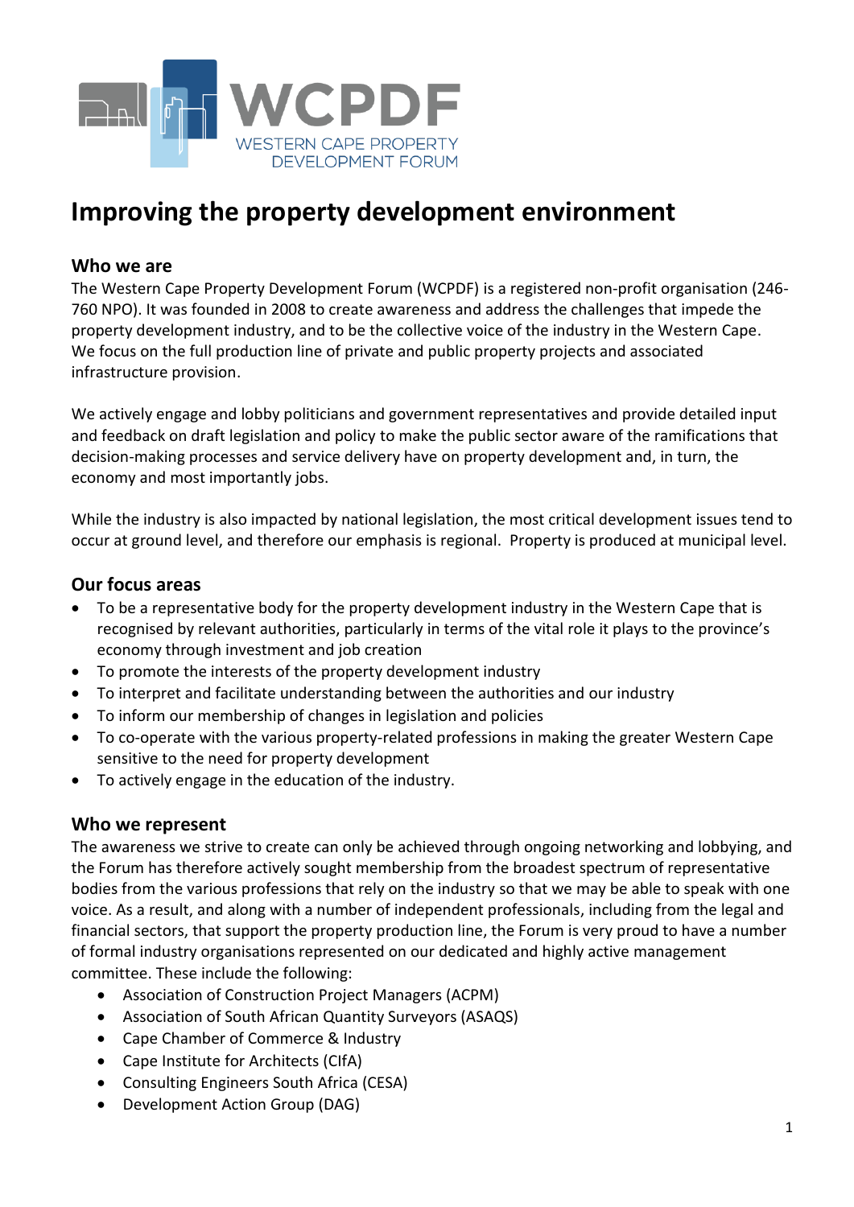WCPDF

WESTERN CAPE PROPERTY DEVELOPMENT FORUM

# Improving the property development environment

## Who we are

The Western Cape Property Development Forum (WCPDF) is a registered non-profit organisation (246-760 NPO). It was founded in 2008 to create awareness and address the challenges that impede the property development industry, and to be the collective voice of the industry in the Western Cape. We focus on the full production line of private and public property projects and associated infrastructure provision.

We actively engage and lobby politicians and government representatives and provide detailed input and feedback on draft legislation and policy to make the public sector aware of the ramifications that decision-making processes and service delivery have on property development and, in turn, the economy and most importantly jobs.

While the industry is also impacted by national legislation, the most critical development issues tend to occur at ground level, and therefore our emphasis is regional. Property is produced at municipal level.

## Our focus areas

- To be a representative body for the property development industry in the Western Cape that is recognised by relevant authorities, particularly in terms of the vital role it plays to the province's economy through investment and job creation
- To promote the interests of the property development industry
- To interpret and facilitate understanding between the authorities and our industry
- To inform our membership of changes in legislation and policies
- To co-operate with the various property-related professions in making the greater Western Cape sensitive to the need for property development
- To actively engage in the education of the industry.

## Who we represent

The awareness we strive to create can only be achieved through ongoing networking and lobbying, and the Forum has therefore actively sought membership from the broadest spectrum of representative bodies from the various professions that rely on the industry so that we may be able to speak with one voice. As a result, and along with a number of independent professionals, including from the legal and financial sectors, that support the property production line, the Forum is very proud to have a number of formal industry organisations represented on our dedicated and highly active management committee. These include the following:

- Association of Construction Project Managers (ACPM)
- Association of South African Quantity Surveyors (ASAQS)
- Cape Chamber of Commerce & Industry
- Cape Institute for Architects (CIfA)
- Consulting Engineers South Africa (CESA)
- Development Action Group (DAG)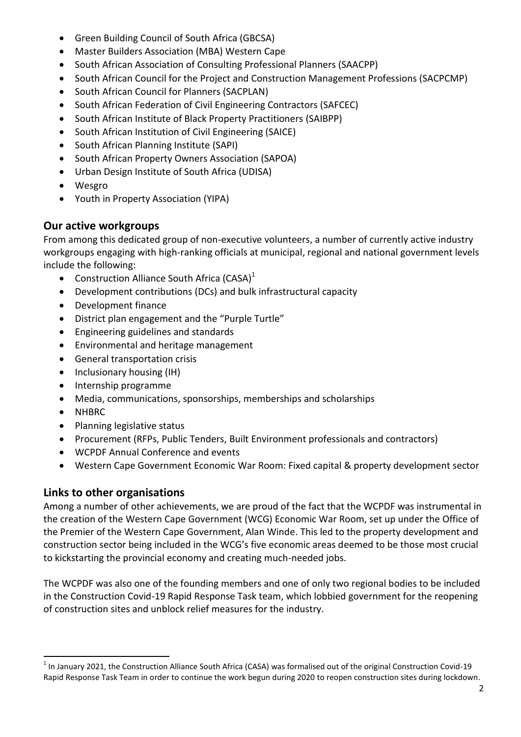- Green Building Council of South Africa (GBCSA)
- Master Builders Association (MBA) Western Cape
- South African Association of Consulting Professional Planners (SAACPP)
- South African Council for the Project and Construction Management Professions (SACPCMP)
- South African Council for Planners (SACPLAN)
- South African Federation of Civil Engineering Contractors (SAFCEC)
- South African Institute of Black Property Practitioners (SAIBPP)
- South African Institution of Civil Engineering (SAICE)
- South African Planning Institute (SAPI)
- South African Property Owners Association (SAPOA)
- Urban Design Institute of South Africa (UDISA)
- Wesgro
- Youth in Property Association (YIPA)

## Our active workgroups

From among this dedicated group of non-executive volunteers, a number of currently active industry workgroups engaging with high-ranking officials at municipal, regional and national government levels include the following:

- Construction Alliance South Africa (CASA)[1]
- Development contributions (DCs) and bulk infrastructural capacity
- Development finance
- District plan engagement and the "Purple Turtle"
- Engineering guidelines and standards
- Environmental and heritage management
- General transportation crisis
- Inclusionary housing (IH)
- Internship programme
- Media, communications, sponsorships, memberships and scholarships
- NHBRC
- Planning legislative status
- Procurement (RFPs, Public Tenders, Built Environment professionals and contractors)
- WCPDF Annual Conference and events
- Western Cape Government Economic War Room: Fixed capital & property development sector

## Links to other organisations

Among a number of other achievements, we are proud of the fact that the WCPDF was instrumental in the creation of the Western Cape Government (WCG) Economic War Room, set up under the Office of the Premier of the Western Cape Government, Alan Winde. This led to the property development and construction sector being included in the WCG's five economic areas deemed to be those most crucial to kickstarting the provincial economy and creating much-needed jobs.

The WCPDF was also one of the founding members and one of only two regional bodies to be included in the Construction Covid-19 Rapid Response Task team, which lobbied government for the reopening of construction sites and unblock relief measures for the industry.

[1] In January 2021, the Construction Alliance South Africa (CASA) was formalised out of the original Construction Covid-19 Rapid Response Task Team in order to continue the work begun during 2020 to reopen construction sites during lockdown.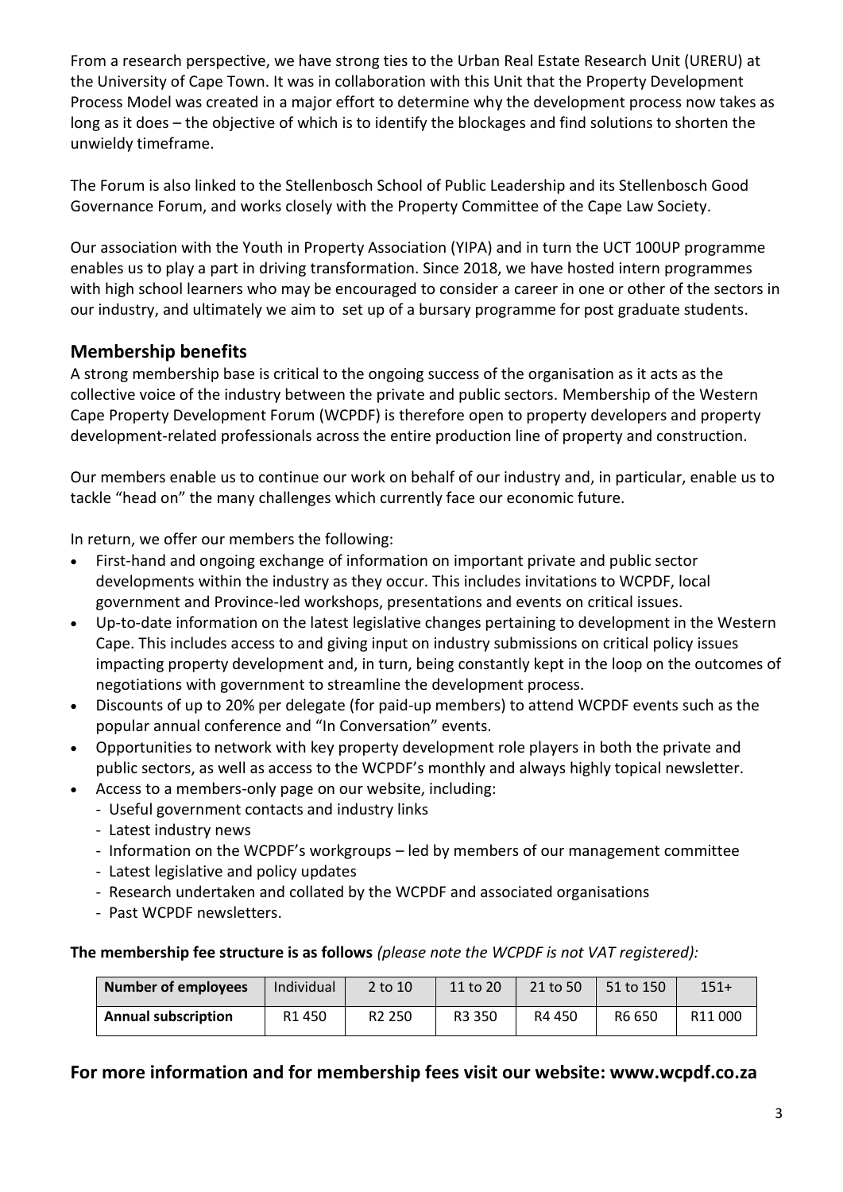From a research perspective, we have strong ties to the Urban Real Estate Research Unit (URERU) at the University of Cape Town. It was in collaboration with this Unit that the Property Development Process Model was created in a major effort to determine why the development process now takes as long as it does – the objective of which is to identify the blockages and find solutions to shorten the unwieldy timeframe.

The Forum is also linked to the Stellenbosch School of Public Leadership and its Stellenbosch Good Governance Forum, and works closely with the Property Committee of the Cape Law Society.

Our association with the Youth in Property Association (YIPA) and in turn the UCT 100UP programme enables us to play a part in driving transformation. Since 2018, we have hosted intern programmes with high school learners who may be encouraged to consider a career in one or other of the sectors in our industry, and ultimately we aim to set up of a bursary programme for post graduate students.

## Membership benefits

A strong membership base is critical to the ongoing success of the organisation as it acts as the collective voice of the industry between the private and public sectors. Membership of the Western Cape Property Development Forum (WCPDF) is therefore open to property developers and property development-related professionals across the entire production line of property and construction.

Our members enable us to continue our work on behalf of our industry and, in particular, enable us to tackle "head on" the many challenges which currently face our economic future.

In return, we offer our members the following:

- First-hand and ongoing exchange of information on important private and public sector developments within the industry as they occur. This includes invitations to WCPDF, local government and Province-led workshops, presentations and events on critical issues.
- Up-to-date information on the latest legislative changes pertaining to development in the Western Cape. This includes access to and giving input on industry submissions on critical policy issues impacting property development and, in turn, being constantly kept in the loop on the outcomes of negotiations with government to streamline the development process.
- Discounts of up to 20% per delegate (for paid-up members) to attend WCPDF events such as the popular annual conference and "In Conversation" events.
- Opportunities to network with key property development role players in both the private and public sectors, as well as access to the WCPDF's monthly and always highly topical newsletter.
- Access to a members-only page on our website, including:
  - Useful government contacts and industry links
  - Latest industry news
  - Information on the WCPDF's workgroups – led by members of our management committee
  - Latest legislative and policy updates
  - Research undertaken and collated by the WCPDF and associated organisations
  - Past WCPDF newsletters.

**The membership fee structure is as follows** *(please note the WCPDF is not VAT registered):*

| **Number of employees** | Individual | 2 to 10 | 11 to 20 | 21 to 50 | 51 to 150 | 151+ |
|---|---|---|---|---|---|---|
| **Annual subscription** | R1 450 | R2 250 | R3 350 | R4 450 | R6 650 | R11 000 |

## For more information and for membership fees visit our website: www.wcpdf.co.za